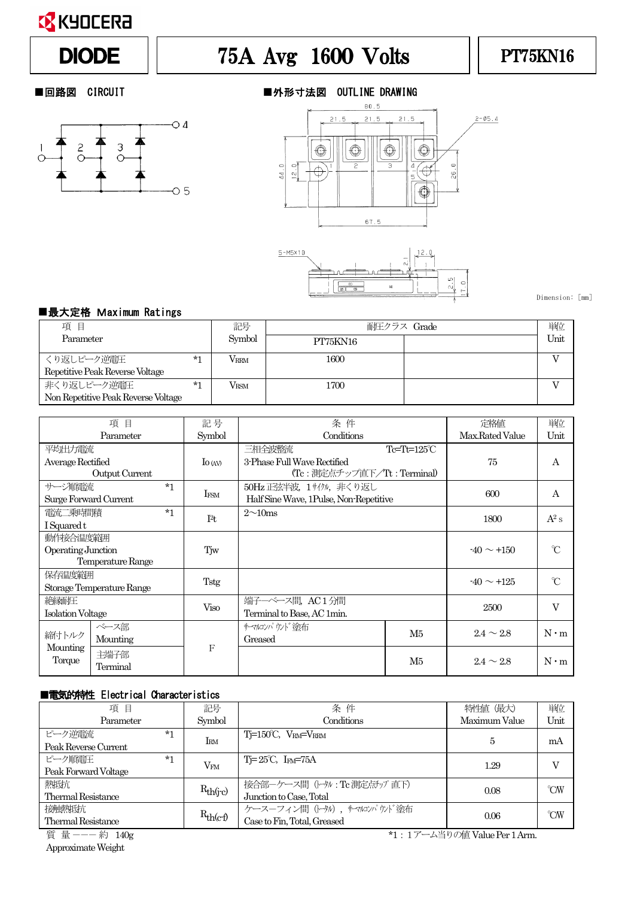KYOCERA

# DIODE | 75A Avg 1600 Volts | PT75KN16

## ■回路図 CIRCUIT

## ■外形寸法図 OUTLINE DRAWING

Dimension: [mm]

## ■最大定格 Maximum Ratings

| 項 目 Parameter | | 記号 Symbol | 耐圧クラス Grade | | 単位 Unit |
|---|---|---|---|---|---|
| | | | PT75KN16 | | |
| くり返しピーク逆電圧 Repetitive Peak Reverse Voltage | *1 | $V_{RRM}$ | 1600 | | V |
| 非くり返しピーク逆電圧 Non Repetitive Peak Reverse Voltage | *1 | $V_{RSM}$ | 1700 | | V |

| 項 目 Parameter | | 記 号 Symbol | 条 件 Conditions | | 定格値 Max.Rated Value | 単位 Unit |
|---|---|---|---|---|---|---|
| 平均出力電流 Average Rectified Output Current | | $I_{O(AV)}$ | 三相全波整流 3-Phase Full Wave Rectified Tc=Tt=125℃ (Tc：測定点チップ直下／Tt：Terminal) | | 75 | A |
| サージ順電流 Surge Forward Current | *1 | $I_{FSM}$ | 50Hz 正弦半波，1ｻｲｸﾙ，非くり返し Half Sine Wave, 1Pulse, Non-Repetitive | | 600 | A |
| 電流二乗時間積 I Squared t | *1 | $I^2t$ | 2～10ms | | 1800 | $A^2s$ |
| 動作接合温度範囲 Operating Junction Temperature Range | | Tjw | | | -40 ～ +150 | ℃ |
| 保存温度範囲 Storage Temperature Range | | Tstg | | | -40 ～ +125 | ℃ |
| 絶縁耐圧 Isolation Voltage | | Viso | 端子—ベース間，AC 1 分間 Terminal to Base, AC 1min. | | 2500 | V |
| 締付トルク Mounting Torque | ベース部 Mounting | F | ｻｰﾏﾙｺﾝﾊﾟｳﾝﾄﾞ塗布 Greased | M5 | 2.4 ～ 2.8 | N・m |
| | 主端子部 Terminal | | | M5 | 2.4 ～ 2.8 | N・m |

## ■電気的特性 Electrical Characteristics

| 項 目 Parameter | | 記号 Symbol | 条 件 Conditions | 特性値 (最大) Maximum Value | 単位 Unit |
|---|---|---|---|---|---|
| ピーク逆電流 Peak Reverse Current | *1 | $I_{RM}$ | Tj=150℃, $V_{RM}$=$V_{RRM}$ | 5 | mA |
| ピーク順電圧 Peak Forward Voltage | *1 | $V_{FM}$ | Tj= 25℃, $I_{FM}$=75A | 1.29 | V |
| 熱抵抗 Thermal Resistance | | $R_{th(j\text{-}c)}$ | 接合部—ケース間 (ﾄｰﾀﾙ：Tc 測定点ﾁｯﾌﾟ直下) Junction to Case, Total | 0.08 | ℃/W |
| 接触熱抵抗 Thermal Resistance | | $R_{th(c\text{-}f)}$ | ケース—フィン間 (ﾄｰﾀﾙ)，ｻｰﾏﾙｺﾝﾊﾟｳﾝﾄﾞ塗布 Case to Fin, Total, Greased | 0.06 | ℃/W |

質 量 ——— 約 140g
Approximate Weight

*1：1アーム当りの値 Value Per 1 Arm.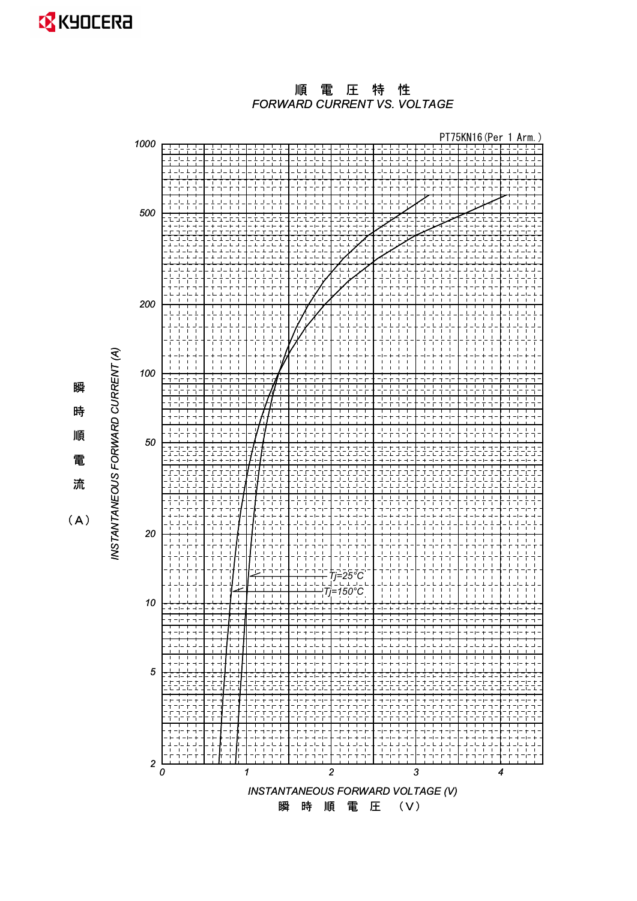# 順 電 圧 特 性

FORWARD CURRENT VS. VOLTAGE

PT75KN16(Per 1 Arm.)

INSTANTANEOUS FORWARD CURRENT (A)

瞬時順電流（A）

1000, 500, 200, 100, 50, 20, 10, 5, 2

Tj=25°C

Tj=150°C

0, 1, 2, 3, 4

INSTANTANEOUS FORWARD VOLTAGE (V)

瞬 時 順 電 圧 （V）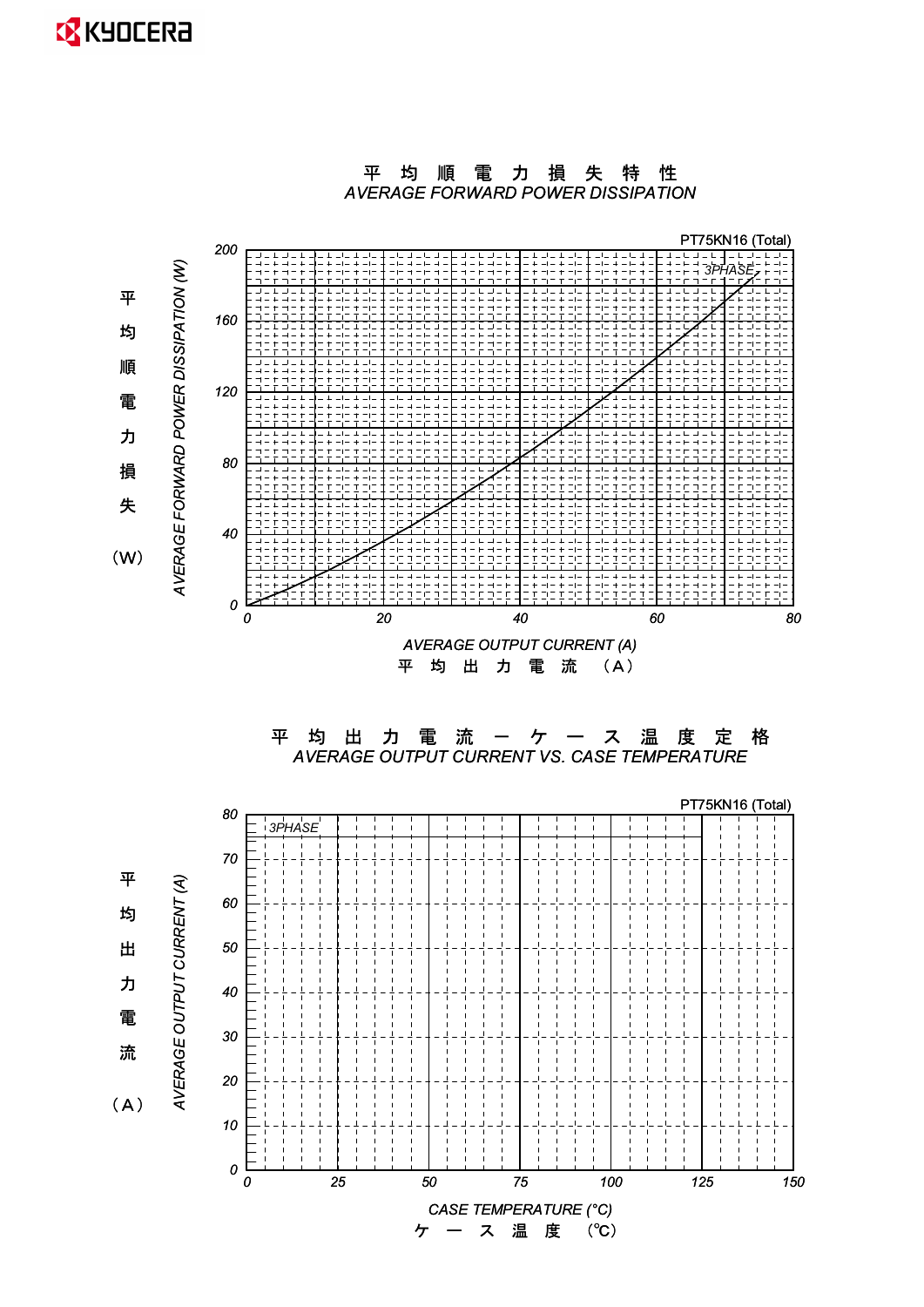## 平均順電力損失特性
## AVERAGE FORWARD POWER DISSIPATION

PT75KN16 (Total)

3PHASE

平均順電力損失 (W)

AVERAGE FORWARD POWER DISSIPATION (W)

0, 40, 80, 120, 160, 200

0, 20, 40, 60, 80

AVERAGE OUTPUT CURRENT (A)

平均出力電流 (A)

## 平均出力電流－ケース温度定格
## AVERAGE OUTPUT CURRENT VS. CASE TEMPERATURE

PT75KN16 (Total)

3PHASE

平均出力電流 (A)

AVERAGE OUTPUT CURRENT (A)

0, 10, 20, 30, 40, 50, 60, 70, 80

0, 25, 50, 75, 100, 125, 150

CASE TEMPERATURE (°C)

ケース温度 (℃)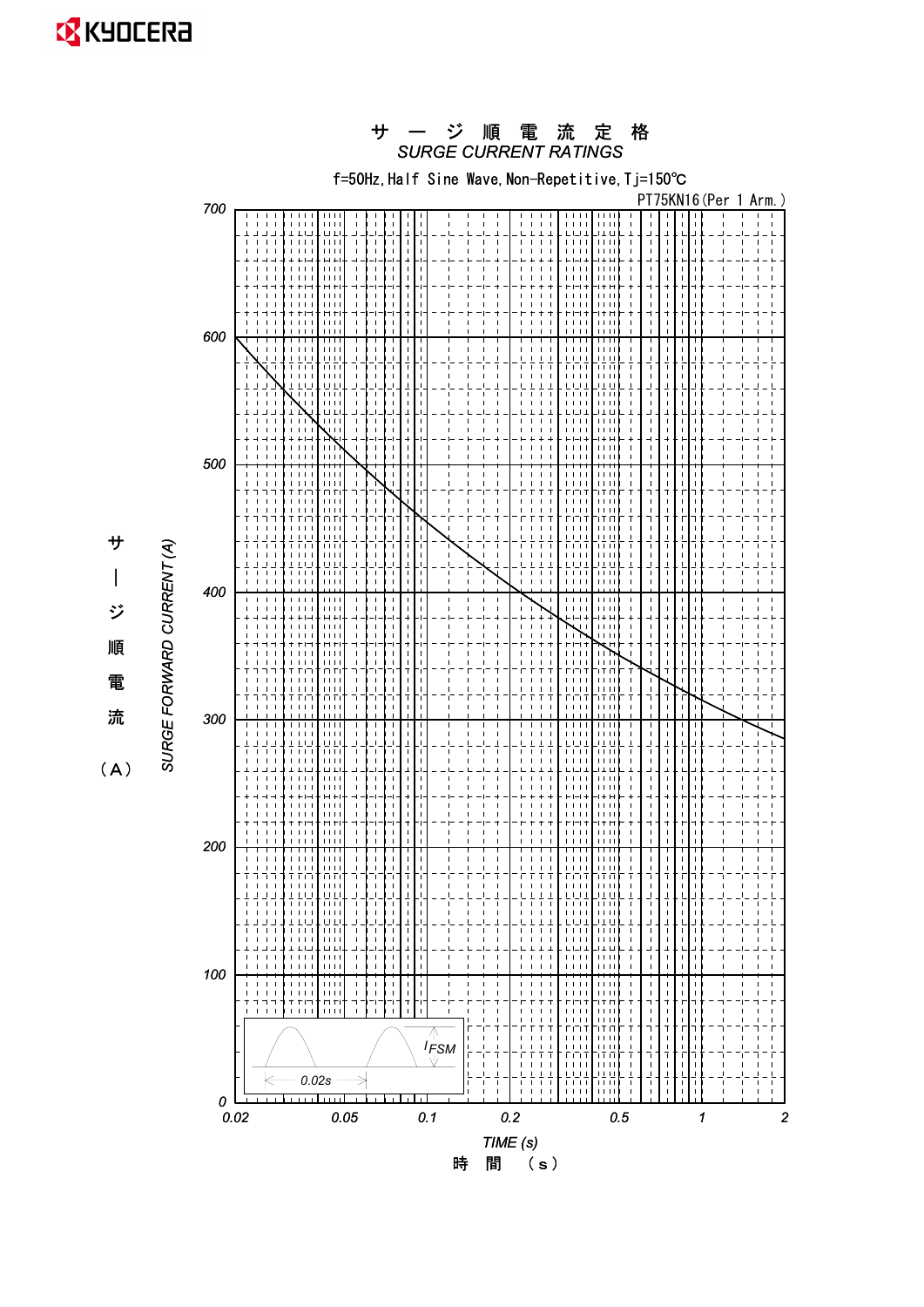# サージ順電流定格
## SURGE CURRENT RATINGS

f=50Hz, Half Sine Wave, Non-Repetitive, Tj=150℃

PT75KN16 (Per 1 Arm.)

サージ順電流 (A)
SURGE FORWARD CURRENT (A)

Y-axis: 0, 100, 200, 300, 400, 500, 600, 700

X-axis: 0.02, 0.05, 0.1, 0.2, 0.5, 1, 2

TIME (s)
時間 (s)

$I_{FSM}$

0.02s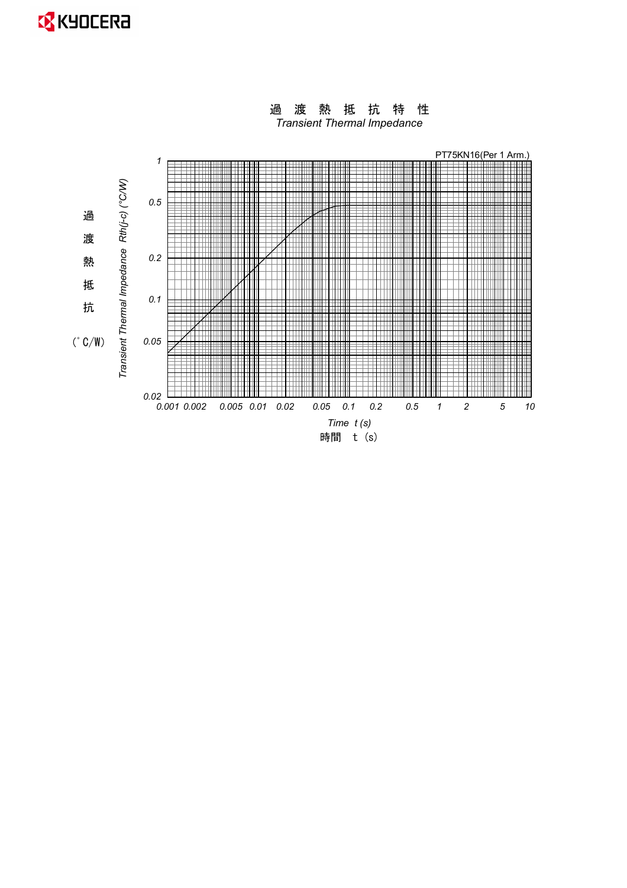# 過 渡 熱 抵 抗 特 性

*Transient Thermal Impedance*

PT75KN16(Per 1 Arm.)

過渡熱抵抗 (゜C/W)

*Transient Thermal Impedance Rth(j-c) (°C/W)*

1
0.5
0.2
0.1
0.05
0.02

0.001 0.002 0.005 0.01 0.02 0.05 0.1 0.2 0.5 1 2 5 10

*Time t (s)*

時間 t (s)